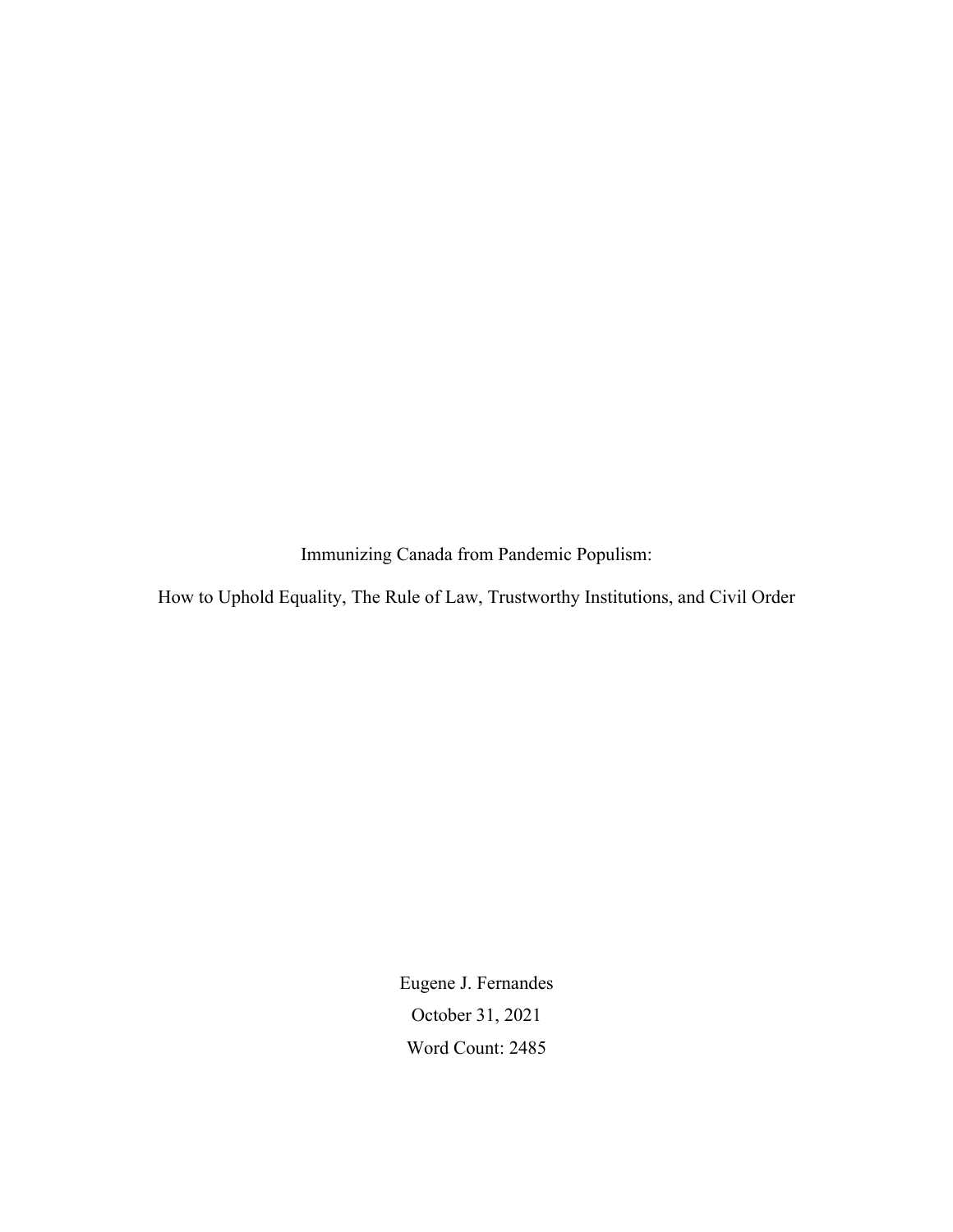# Immunizing Canada from Pandemic Populism:

## How to Uphold Equality, The Rule of Law, Trustworthy Institutions, and Civil Order

Eugene J. Fernandes

October 31, 2021

Word Count: 2485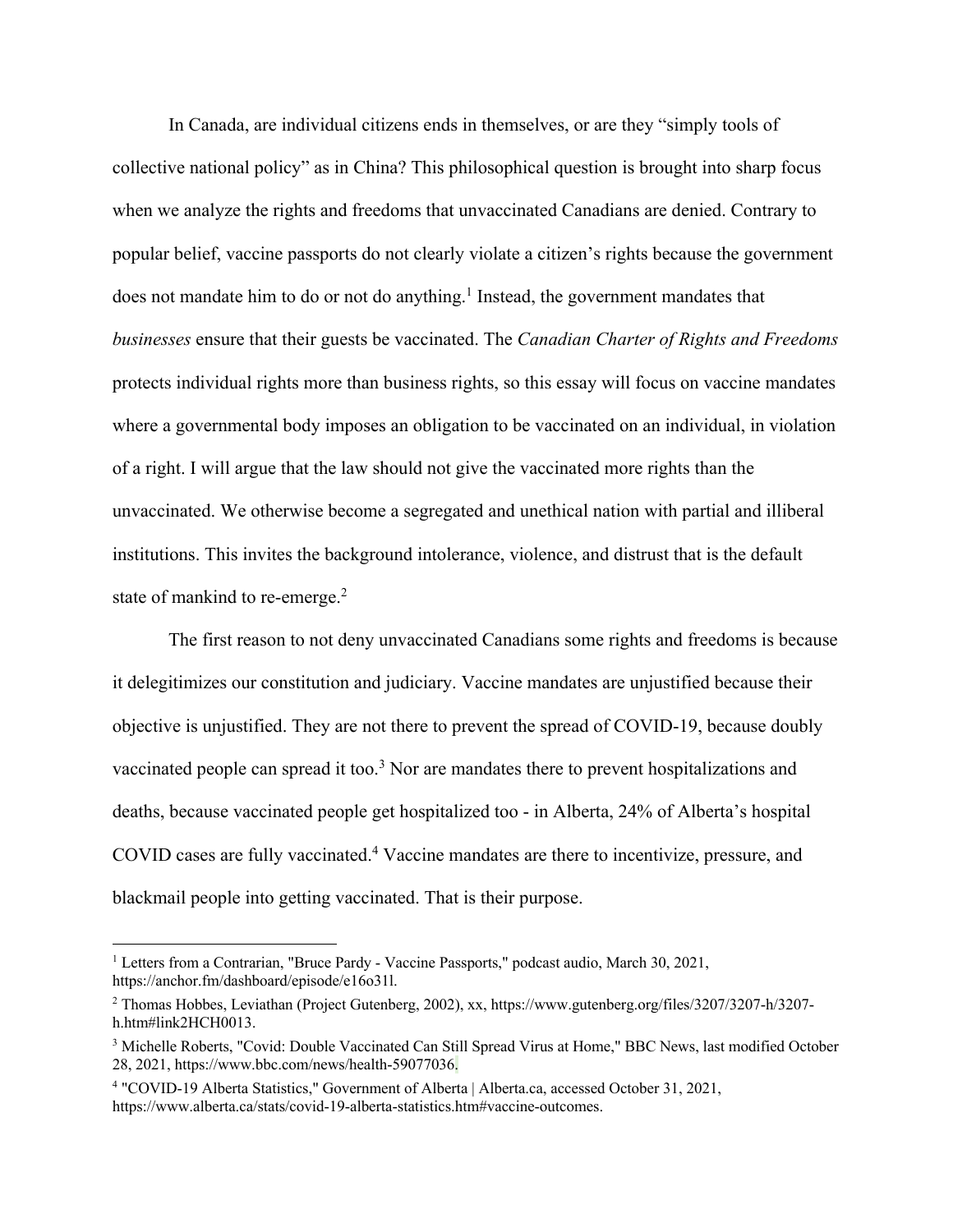In Canada, are individual citizens ends in themselves, or are they "simply tools of collective national policy" as in China? This philosophical question is brought into sharp focus when we analyze the rights and freedoms that unvaccinated Canadians are denied. Contrary to popular belief, vaccine passports do not clearly violate a citizen's rights because the government does not mandate him to do or not do anything.[1] Instead, the government mandates that *businesses* ensure that their guests be vaccinated. The *Canadian Charter of Rights and Freedoms* protects individual rights more than business rights, so this essay will focus on vaccine mandates where a governmental body imposes an obligation to be vaccinated on an individual, in violation of a right. I will argue that the law should not give the vaccinated more rights than the unvaccinated. We otherwise become a segregated and unethical nation with partial and illiberal institutions. This invites the background intolerance, violence, and distrust that is the default state of mankind to re-emerge.[2]

The first reason to not deny unvaccinated Canadians some rights and freedoms is because it delegitimizes our constitution and judiciary. Vaccine mandates are unjustified because their objective is unjustified. They are not there to prevent the spread of COVID-19, because doubly vaccinated people can spread it too.[3] Nor are mandates there to prevent hospitalizations and deaths, because vaccinated people get hospitalized too - in Alberta, 24% of Alberta's hospital COVID cases are fully vaccinated.[4] Vaccine mandates are there to incentivize, pressure, and blackmail people into getting vaccinated. That is their purpose.

---

[1] Letters from a Contrarian, "Bruce Pardy - Vaccine Passports," podcast audio, March 30, 2021, https://anchor.fm/dashboard/episode/e16o31l.

[2] Thomas Hobbes, Leviathan (Project Gutenberg, 2002), xx, https://www.gutenberg.org/files/3207/3207-h/3207-h.htm#link2HCH0013.

[3] Michelle Roberts, "Covid: Double Vaccinated Can Still Spread Virus at Home," BBC News, last modified October 28, 2021, https://www.bbc.com/news/health-59077036.

[4] "COVID-19 Alberta Statistics," Government of Alberta | Alberta.ca, accessed October 31, 2021, https://www.alberta.ca/stats/covid-19-alberta-statistics.htm#vaccine-outcomes.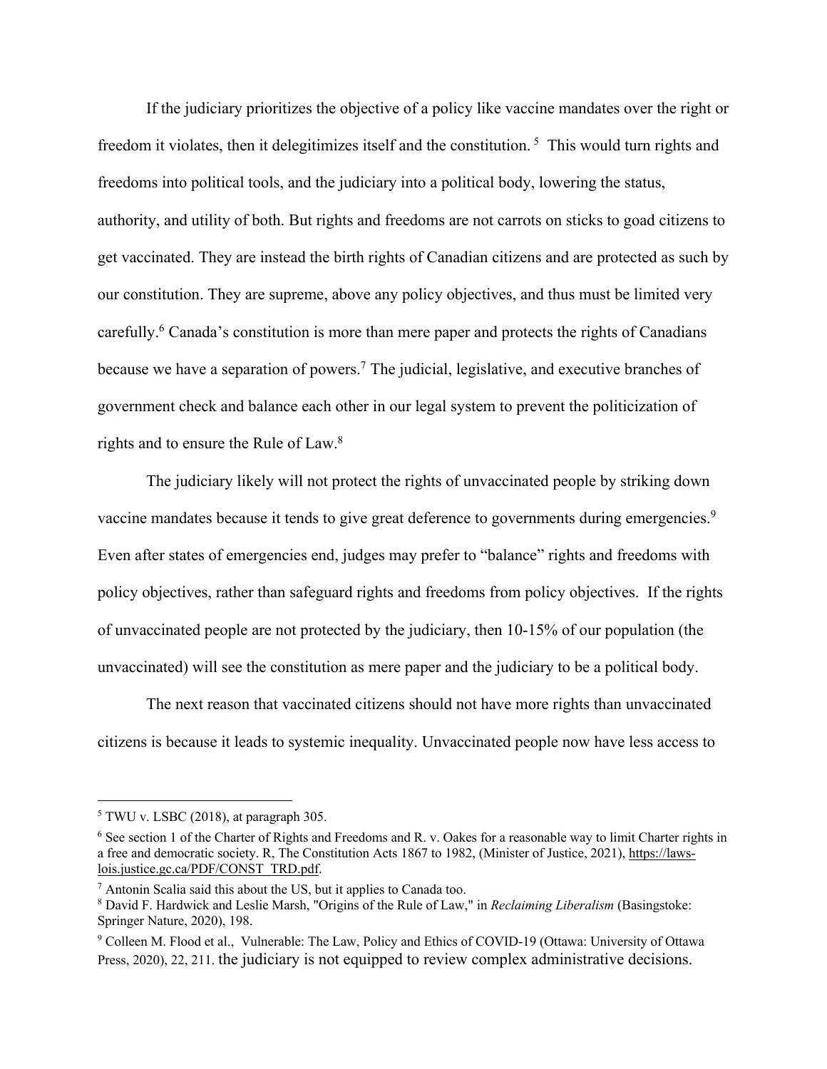If the judiciary prioritizes the objective of a policy like vaccine mandates over the right or freedom it violates, then it delegitimizes itself and the constitution.[5] This would turn rights and freedoms into political tools, and the judiciary into a political body, lowering the status, authority, and utility of both. But rights and freedoms are not carrots on sticks to goad citizens to get vaccinated. They are instead the birth rights of Canadian citizens and are protected as such by our constitution. They are supreme, above any policy objectives, and thus must be limited very carefully.[6] Canada's constitution is more than mere paper and protects the rights of Canadians because we have a separation of powers.[7] The judicial, legislative, and executive branches of government check and balance each other in our legal system to prevent the politicization of rights and to ensure the Rule of Law.[8]

The judiciary likely will not protect the rights of unvaccinated people by striking down vaccine mandates because it tends to give great deference to governments during emergencies.[9] Even after states of emergencies end, judges may prefer to "balance" rights and freedoms with policy objectives, rather than safeguard rights and freedoms from policy objectives. If the rights of unvaccinated people are not protected by the judiciary, then 10-15% of our population (the unvaccinated) will see the constitution as mere paper and the judiciary to be a political body.

The next reason that vaccinated citizens should not have more rights than unvaccinated citizens is because it leads to systemic inequality. Unvaccinated people now have less access to

---

[5] TWU v. LSBC (2018), at paragraph 305.

[6] See section 1 of the Charter of Rights and Freedoms and R. v. Oakes for a reasonable way to limit Charter rights in a free and democratic society. R, The Constitution Acts 1867 to 1982, (Minister of Justice, 2021), https://laws-lois.justice.gc.ca/PDF/CONST_TRD.pdf.

[7] Antonin Scalia said this about the US, but it applies to Canada too.

[8] David F. Hardwick and Leslie Marsh, "Origins of the Rule of Law," in *Reclaiming Liberalism* (Basingstoke: Springer Nature, 2020), 198.

[9] Colleen M. Flood et al., Vulnerable: The Law, Policy and Ethics of COVID-19 (Ottawa: University of Ottawa Press, 2020), 22, 211. the judiciary is not equipped to review complex administrative decisions.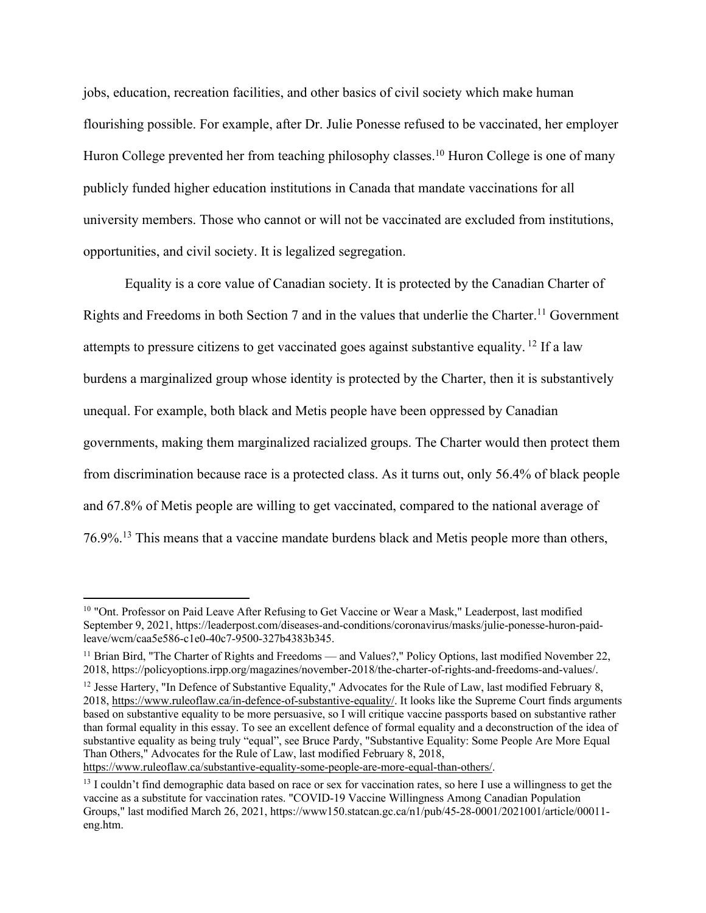jobs, education, recreation facilities, and other basics of civil society which make human flourishing possible. For example, after Dr. Julie Ponesse refused to be vaccinated, her employer Huron College prevented her from teaching philosophy classes.[10] Huron College is one of many publicly funded higher education institutions in Canada that mandate vaccinations for all university members. Those who cannot or will not be vaccinated are excluded from institutions, opportunities, and civil society. It is legalized segregation.

Equality is a core value of Canadian society. It is protected by the Canadian Charter of Rights and Freedoms in both Section 7 and in the values that underlie the Charter.[11] Government attempts to pressure citizens to get vaccinated goes against substantive equality.[12] If a law burdens a marginalized group whose identity is protected by the Charter, then it is substantively unequal. For example, both black and Metis people have been oppressed by Canadian governments, making them marginalized racialized groups. The Charter would then protect them from discrimination because race is a protected class. As it turns out, only 56.4% of black people and 67.8% of Metis people are willing to get vaccinated, compared to the national average of 76.9%.[13] This means that a vaccine mandate burdens black and Metis people more than others,

---

[10] "Ont. Professor on Paid Leave After Refusing to Get Vaccine or Wear a Mask," Leaderpost, last modified September 9, 2021, https://leaderpost.com/diseases-and-conditions/coronavirus/masks/julie-ponesse-huron-paid-leave/wcm/caa5e586-c1e0-40c7-9500-327b4383b345.

[11] Brian Bird, "The Charter of Rights and Freedoms — and Values?," Policy Options, last modified November 22, 2018, https://policyoptions.irpp.org/magazines/november-2018/the-charter-of-rights-and-freedoms-and-values/.

[12] Jesse Hartery, "In Defence of Substantive Equality," Advocates for the Rule of Law, last modified February 8, 2018, https://www.ruleoflaw.ca/in-defence-of-substantive-equality/. It looks like the Supreme Court finds arguments based on substantive equality to be more persuasive, so I will critique vaccine passports based on substantive rather than formal equality in this essay. To see an excellent defence of formal equality and a deconstruction of the idea of substantive equality as being truly "equal", see Bruce Pardy, "Substantive Equality: Some People Are More Equal Than Others," Advocates for the Rule of Law, last modified February 8, 2018, https://www.ruleoflaw.ca/substantive-equality-some-people-are-more-equal-than-others/.

[13] I couldn't find demographic data based on race or sex for vaccination rates, so here I use a willingness to get the vaccine as a substitute for vaccination rates. "COVID-19 Vaccine Willingness Among Canadian Population Groups," last modified March 26, 2021, https://www150.statcan.gc.ca/n1/pub/45-28-0001/2021001/article/00011-eng.htm.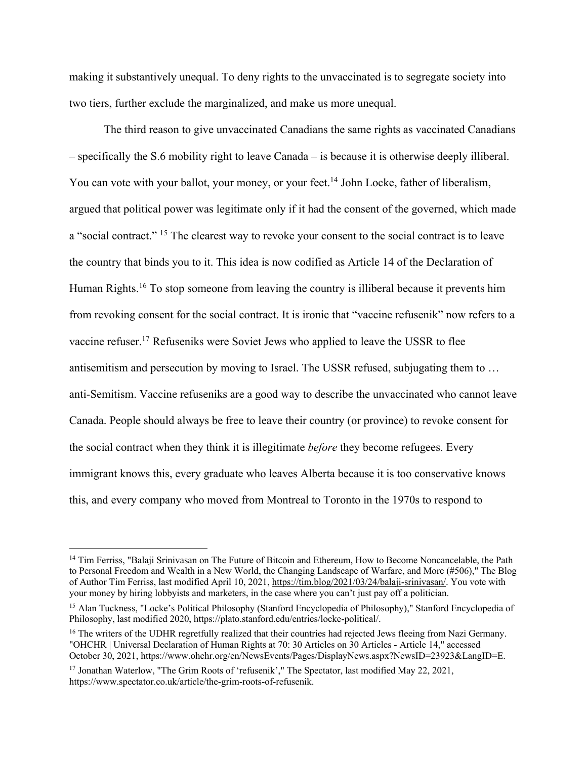making it substantively unequal. To deny rights to the unvaccinated is to segregate society into two tiers, further exclude the marginalized, and make us more unequal.

The third reason to give unvaccinated Canadians the same rights as vaccinated Canadians – specifically the S.6 mobility right to leave Canada – is because it is otherwise deeply illiberal. You can vote with your ballot, your money, or your feet.[14] John Locke, father of liberalism, argued that political power was legitimate only if it had the consent of the governed, which made a "social contract." [15] The clearest way to revoke your consent to the social contract is to leave the country that binds you to it. This idea is now codified as Article 14 of the Declaration of Human Rights.[16] To stop someone from leaving the country is illiberal because it prevents him from revoking consent for the social contract. It is ironic that "vaccine refusenik" now refers to a vaccine refuser.[17] Refuseniks were Soviet Jews who applied to leave the USSR to flee antisemitism and persecution by moving to Israel. The USSR refused, subjugating them to … anti-Semitism. Vaccine refuseniks are a good way to describe the unvaccinated who cannot leave Canada. People should always be free to leave their country (or province) to revoke consent for the social contract when they think it is illegitimate *before* they become refugees. Every immigrant knows this, every graduate who leaves Alberta because it is too conservative knows this, and every company who moved from Montreal to Toronto in the 1970s to respond to

---

[14] Tim Ferriss, "Balaji Srinivasan on The Future of Bitcoin and Ethereum, How to Become Noncancelable, the Path to Personal Freedom and Wealth in a New World, the Changing Landscape of Warfare, and More (#506)," The Blog of Author Tim Ferriss, last modified April 10, 2021, https://tim.blog/2021/03/24/balaji-srinivasan/. You vote with your money by hiring lobbyists and marketers, in the case where you can't just pay off a politician.

[15] Alan Tuckness, "Locke's Political Philosophy (Stanford Encyclopedia of Philosophy)," Stanford Encyclopedia of Philosophy, last modified 2020, https://plato.stanford.edu/entries/locke-political/.

[16] The writers of the UDHR regretfully realized that their countries had rejected Jews fleeing from Nazi Germany. "OHCHR | Universal Declaration of Human Rights at 70: 30 Articles on 30 Articles - Article 14," accessed October 30, 2021, https://www.ohchr.org/en/NewsEvents/Pages/DisplayNews.aspx?NewsID=23923&LangID=E.

[17] Jonathan Waterlow, "The Grim Roots of 'refusenik'," The Spectator, last modified May 22, 2021, https://www.spectator.co.uk/article/the-grim-roots-of-refusenik.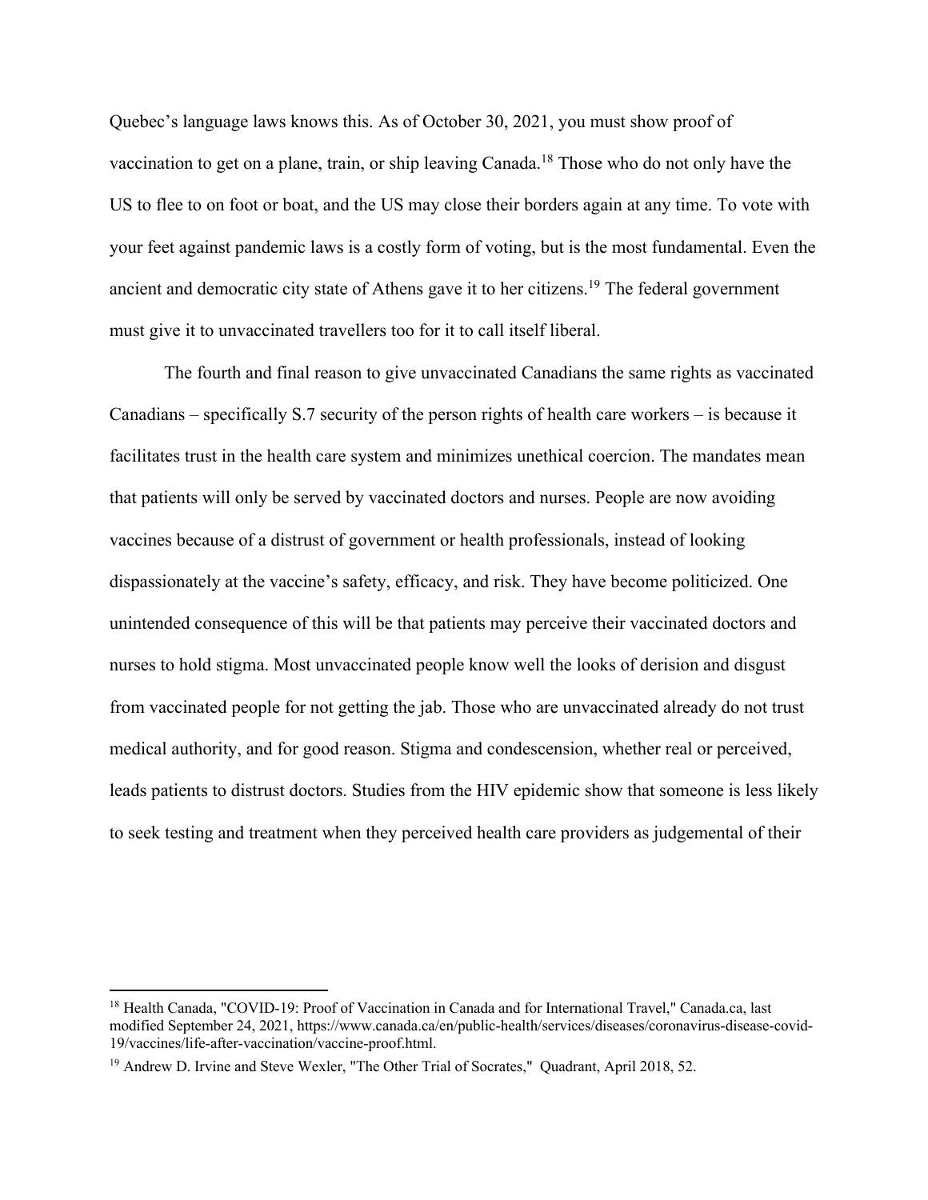Quebec's language laws knows this. As of October 30, 2021, you must show proof of vaccination to get on a plane, train, or ship leaving Canada.[18] Those who do not only have the US to flee to on foot or boat, and the US may close their borders again at any time. To vote with your feet against pandemic laws is a costly form of voting, but is the most fundamental. Even the ancient and democratic city state of Athens gave it to her citizens.[19] The federal government must give it to unvaccinated travellers too for it to call itself liberal.

The fourth and final reason to give unvaccinated Canadians the same rights as vaccinated Canadians – specifically S.7 security of the person rights of health care workers – is because it facilitates trust in the health care system and minimizes unethical coercion. The mandates mean that patients will only be served by vaccinated doctors and nurses. People are now avoiding vaccines because of a distrust of government or health professionals, instead of looking dispassionately at the vaccine's safety, efficacy, and risk. They have become politicized. One unintended consequence of this will be that patients may perceive their vaccinated doctors and nurses to hold stigma. Most unvaccinated people know well the looks of derision and disgust from vaccinated people for not getting the jab. Those who are unvaccinated already do not trust medical authority, and for good reason. Stigma and condescension, whether real or perceived, leads patients to distrust doctors. Studies from the HIV epidemic show that someone is less likely to seek testing and treatment when they perceived health care providers as judgemental of their

---

[18] Health Canada, "COVID-19: Proof of Vaccination in Canada and for International Travel," Canada.ca, last modified September 24, 2021, https://www.canada.ca/en/public-health/services/diseases/coronavirus-disease-covid-19/vaccines/life-after-vaccination/vaccine-proof.html.

[19] Andrew D. Irvine and Steve Wexler, "The Other Trial of Socrates," Quadrant, April 2018, 52.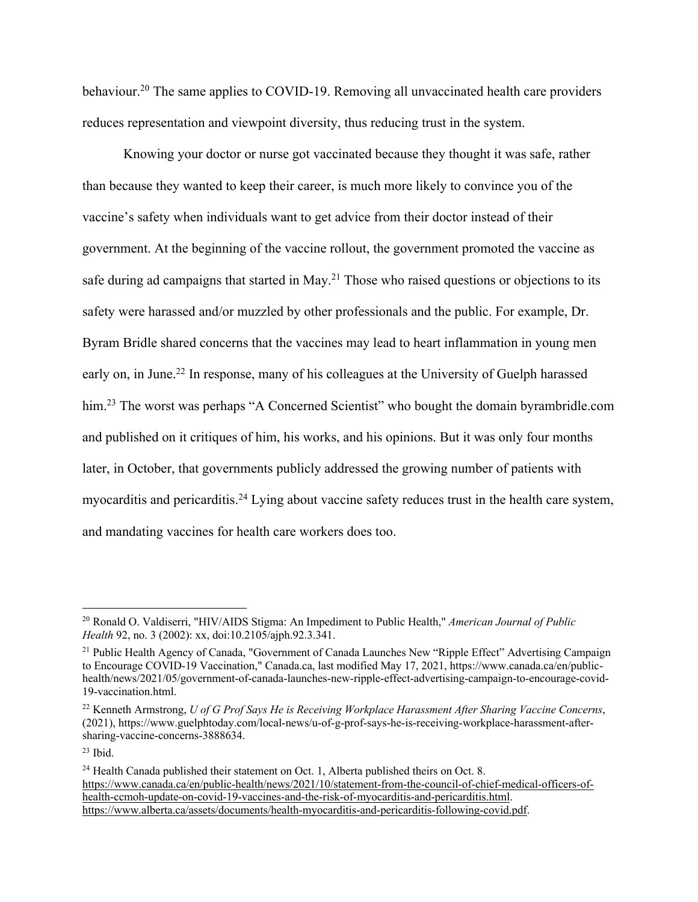behaviour.[20] The same applies to COVID-19. Removing all unvaccinated health care providers reduces representation and viewpoint diversity, thus reducing trust in the system.

Knowing your doctor or nurse got vaccinated because they thought it was safe, rather than because they wanted to keep their career, is much more likely to convince you of the vaccine's safety when individuals want to get advice from their doctor instead of their government. At the beginning of the vaccine rollout, the government promoted the vaccine as safe during ad campaigns that started in May.[21] Those who raised questions or objections to its safety were harassed and/or muzzled by other professionals and the public. For example, Dr. Byram Bridle shared concerns that the vaccines may lead to heart inflammation in young men early on, in June.[22] In response, many of his colleagues at the University of Guelph harassed him.[23] The worst was perhaps "A Concerned Scientist" who bought the domain byrambridle.com and published on it critiques of him, his works, and his opinions. But it was only four months later, in October, that governments publicly addressed the growing number of patients with myocarditis and pericarditis.[24] Lying about vaccine safety reduces trust in the health care system, and mandating vaccines for health care workers does too.

---

[20] Ronald O. Valdiserri, "HIV/AIDS Stigma: An Impediment to Public Health," *American Journal of Public Health* 92, no. 3 (2002): xx, doi:10.2105/ajph.92.3.341.

[21] Public Health Agency of Canada, "Government of Canada Launches New "Ripple Effect" Advertising Campaign to Encourage COVID-19 Vaccination," Canada.ca, last modified May 17, 2021, https://www.canada.ca/en/public-health/news/2021/05/government-of-canada-launches-new-ripple-effect-advertising-campaign-to-encourage-covid-19-vaccination.html.

[22] Kenneth Armstrong, *U of G Prof Says He is Receiving Workplace Harassment After Sharing Vaccine Concerns*, (2021), https://www.guelphtoday.com/local-news/u-of-g-prof-says-he-is-receiving-workplace-harassment-after-sharing-vaccine-concerns-3888634.

[23] Ibid.

[24] Health Canada published their statement on Oct. 1, Alberta published theirs on Oct. 8. https://www.canada.ca/en/public-health/news/2021/10/statement-from-the-council-of-chief-medical-officers-of-health-ccmoh-update-on-covid-19-vaccines-and-the-risk-of-myocarditis-and-pericarditis.html. https://www.alberta.ca/assets/documents/health-myocarditis-and-pericarditis-following-covid.pdf.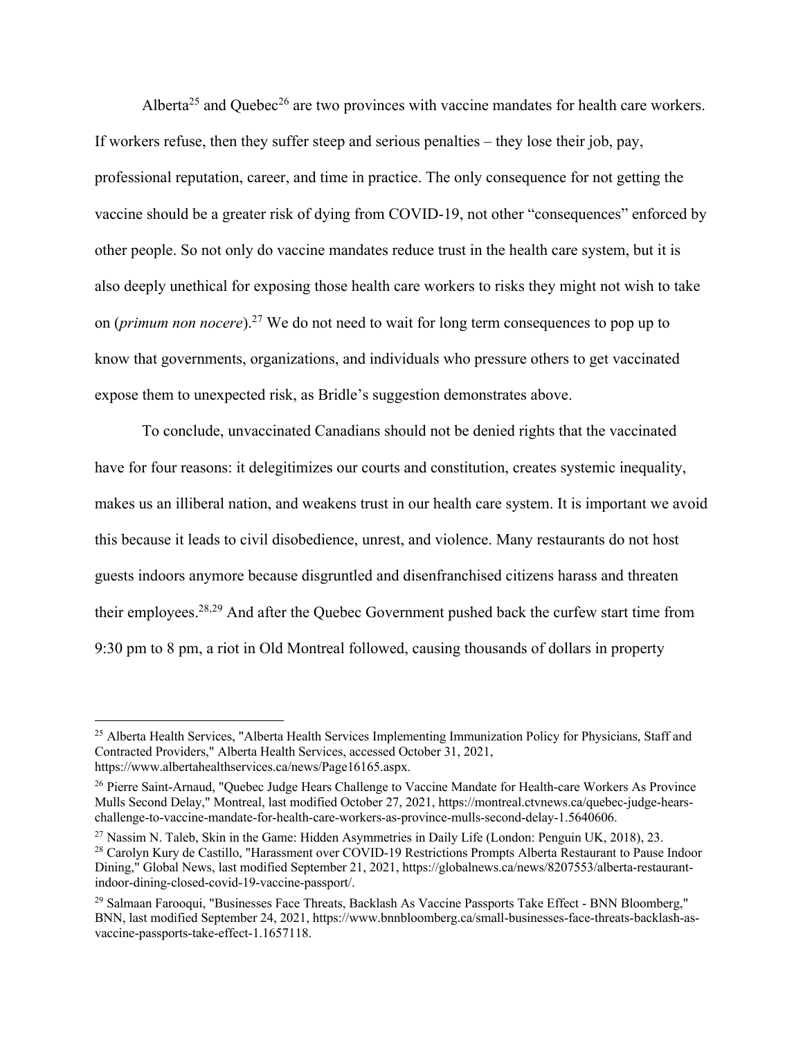Alberta[25] and Quebec[26] are two provinces with vaccine mandates for health care workers. If workers refuse, then they suffer steep and serious penalties – they lose their job, pay, professional reputation, career, and time in practice. The only consequence for not getting the vaccine should be a greater risk of dying from COVID-19, not other "consequences" enforced by other people. So not only do vaccine mandates reduce trust in the health care system, but it is also deeply unethical for exposing those health care workers to risks they might not wish to take on (*primum non nocere*).[27] We do not need to wait for long term consequences to pop up to know that governments, organizations, and individuals who pressure others to get vaccinated expose them to unexpected risk, as Bridle's suggestion demonstrates above.

To conclude, unvaccinated Canadians should not be denied rights that the vaccinated have for four reasons: it delegitimizes our courts and constitution, creates systemic inequality, makes us an illiberal nation, and weakens trust in our health care system. It is important we avoid this because it leads to civil disobedience, unrest, and violence. Many restaurants do not host guests indoors anymore because disgruntled and disenfranchised citizens harass and threaten their employees.[28,29] And after the Quebec Government pushed back the curfew start time from 9:30 pm to 8 pm, a riot in Old Montreal followed, causing thousands of dollars in property

---

[25] Alberta Health Services, "Alberta Health Services Implementing Immunization Policy for Physicians, Staff and Contracted Providers," Alberta Health Services, accessed October 31, 2021, https://www.albertahealthservices.ca/news/Page16165.aspx.

[26] Pierre Saint-Arnaud, "Quebec Judge Hears Challenge to Vaccine Mandate for Health-care Workers As Province Mulls Second Delay," Montreal, last modified October 27, 2021, https://montreal.ctvnews.ca/quebec-judge-hears-challenge-to-vaccine-mandate-for-health-care-workers-as-province-mulls-second-delay-1.5640606.

[27] Nassim N. Taleb, Skin in the Game: Hidden Asymmetries in Daily Life (London: Penguin UK, 2018), 23.

[28] Carolyn Kury de Castillo, "Harassment over COVID-19 Restrictions Prompts Alberta Restaurant to Pause Indoor Dining," Global News, last modified September 21, 2021, https://globalnews.ca/news/8207553/alberta-restaurant-indoor-dining-closed-covid-19-vaccine-passport/.

[29] Salmaan Farooqui, "Businesses Face Threats, Backlash As Vaccine Passports Take Effect - BNN Bloomberg," BNN, last modified September 24, 2021, https://www.bnnbloomberg.ca/small-businesses-face-threats-backlash-as-vaccine-passports-take-effect-1.1657118.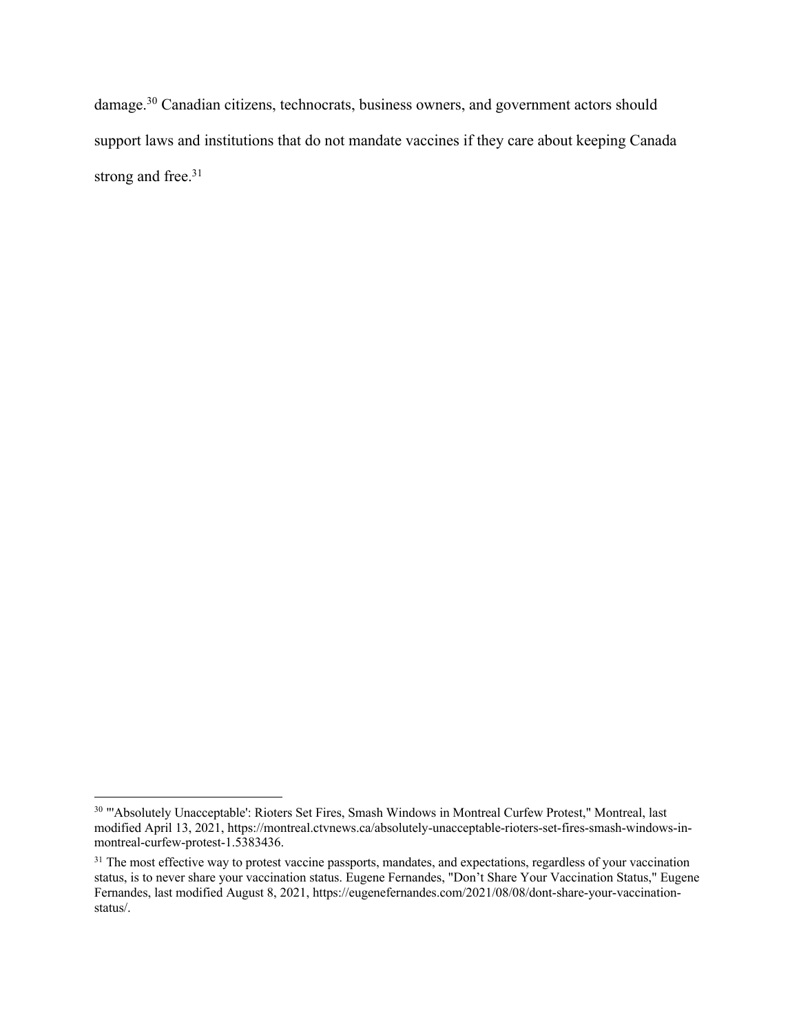damage.[30] Canadian citizens, technocrats, business owners, and government actors should support laws and institutions that do not mandate vaccines if they care about keeping Canada strong and free.[31]

---

[30] "'Absolutely Unacceptable': Rioters Set Fires, Smash Windows in Montreal Curfew Protest," Montreal, last modified April 13, 2021, https://montreal.ctvnews.ca/absolutely-unacceptable-rioters-set-fires-smash-windows-in-montreal-curfew-protest-1.5383436.

[31] The most effective way to protest vaccine passports, mandates, and expectations, regardless of your vaccination status, is to never share your vaccination status. Eugene Fernandes, "Don't Share Your Vaccination Status," Eugene Fernandes, last modified August 8, 2021, https://eugenefernandes.com/2021/08/08/dont-share-your-vaccination-status/.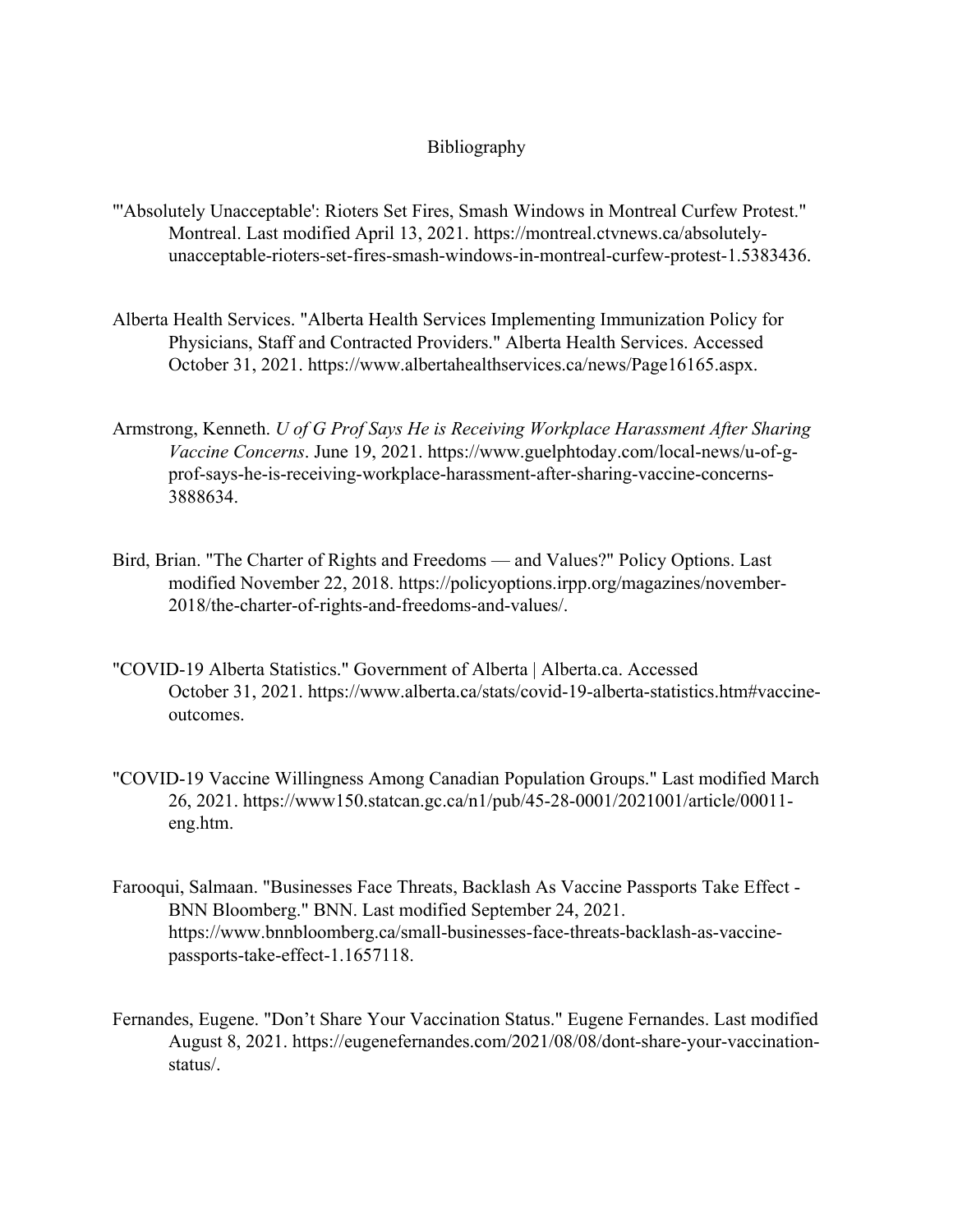# Bibliography

"'Absolutely Unacceptable': Rioters Set Fires, Smash Windows in Montreal Curfew Protest." Montreal. Last modified April 13, 2021. https://montreal.ctvnews.ca/absolutely-unacceptable-rioters-set-fires-smash-windows-in-montreal-curfew-protest-1.5383436.

Alberta Health Services. "Alberta Health Services Implementing Immunization Policy for Physicians, Staff and Contracted Providers." Alberta Health Services. Accessed October 31, 2021. https://www.albertahealthservices.ca/news/Page16165.aspx.

Armstrong, Kenneth. *U of G Prof Says He is Receiving Workplace Harassment After Sharing Vaccine Concerns*. June 19, 2021. https://www.guelphtoday.com/local-news/u-of-g-prof-says-he-is-receiving-workplace-harassment-after-sharing-vaccine-concerns-3888634.

Bird, Brian. "The Charter of Rights and Freedoms — and Values?" Policy Options. Last modified November 22, 2018. https://policyoptions.irpp.org/magazines/november-2018/the-charter-of-rights-and-freedoms-and-values/.

"COVID-19 Alberta Statistics." Government of Alberta | Alberta.ca. Accessed October 31, 2021. https://www.alberta.ca/stats/covid-19-alberta-statistics.htm#vaccine-outcomes.

"COVID-19 Vaccine Willingness Among Canadian Population Groups." Last modified March 26, 2021. https://www150.statcan.gc.ca/n1/pub/45-28-0001/2021001/article/00011-eng.htm.

Farooqui, Salmaan. "Businesses Face Threats, Backlash As Vaccine Passports Take Effect - BNN Bloomberg." BNN. Last modified September 24, 2021. https://www.bnnbloomberg.ca/small-businesses-face-threats-backlash-as-vaccine-passports-take-effect-1.1657118.

Fernandes, Eugene. "Don't Share Your Vaccination Status." Eugene Fernandes. Last modified August 8, 2021. https://eugenefernandes.com/2021/08/08/dont-share-your-vaccination-status/.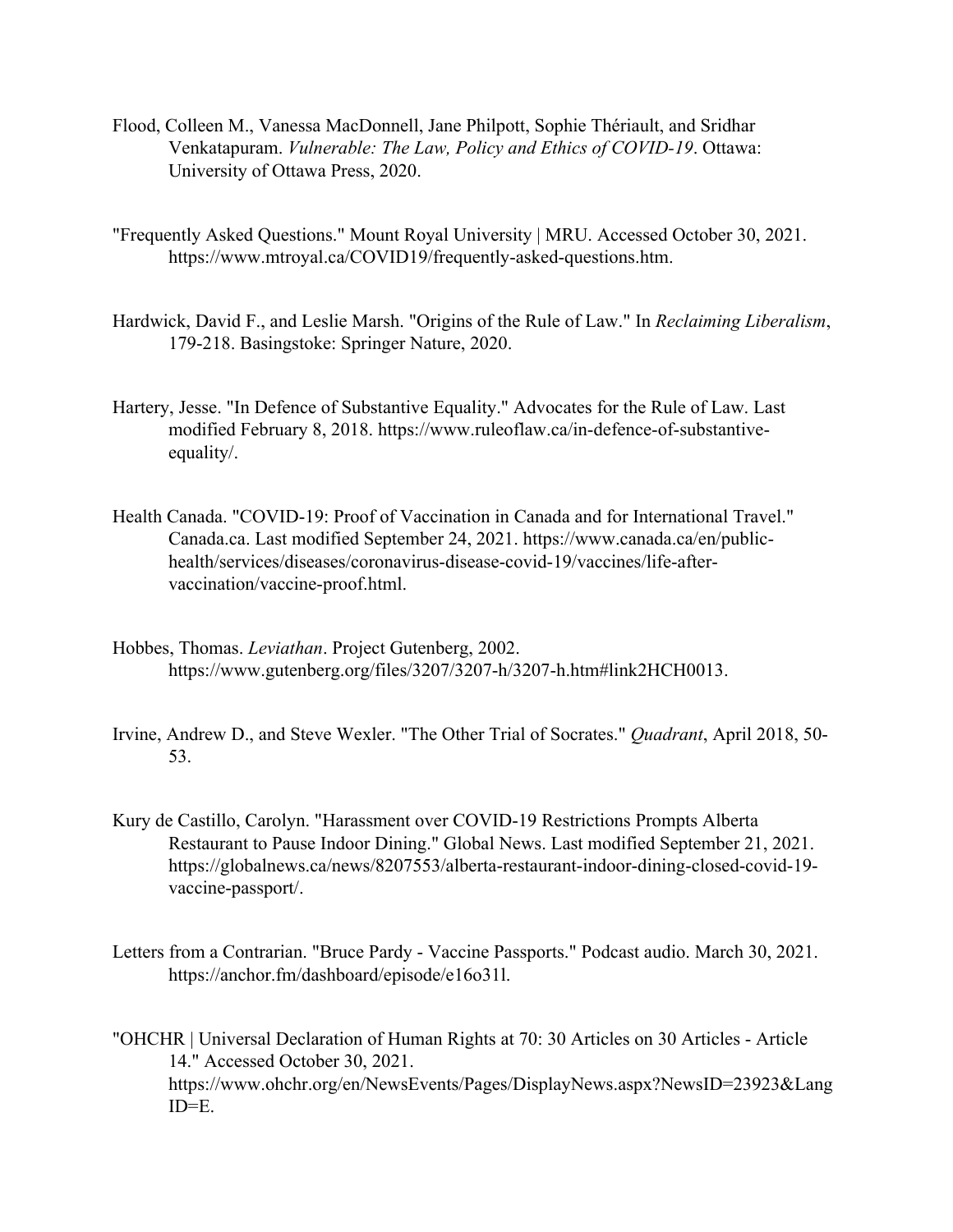Flood, Colleen M., Vanessa MacDonnell, Jane Philpott, Sophie Thériault, and Sridhar Venkatapuram. *Vulnerable: The Law, Policy and Ethics of COVID-19*. Ottawa: University of Ottawa Press, 2020.

"Frequently Asked Questions." Mount Royal University | MRU. Accessed October 30, 2021. https://www.mtroyal.ca/COVID19/frequently-asked-questions.htm.

Hardwick, David F., and Leslie Marsh. "Origins of the Rule of Law." In *Reclaiming Liberalism*, 179-218. Basingstoke: Springer Nature, 2020.

Hartery, Jesse. "In Defence of Substantive Equality." Advocates for the Rule of Law. Last modified February 8, 2018. https://www.ruleoflaw.ca/in-defence-of-substantive-equality/.

Health Canada. "COVID-19: Proof of Vaccination in Canada and for International Travel." Canada.ca. Last modified September 24, 2021. https://www.canada.ca/en/public-health/services/diseases/coronavirus-disease-covid-19/vaccines/life-after-vaccination/vaccine-proof.html.

Hobbes, Thomas. *Leviathan*. Project Gutenberg, 2002. https://www.gutenberg.org/files/3207/3207-h/3207-h.htm#link2HCH0013.

Irvine, Andrew D., and Steve Wexler. "The Other Trial of Socrates." *Quadrant*, April 2018, 50-53.

Kury de Castillo, Carolyn. "Harassment over COVID-19 Restrictions Prompts Alberta Restaurant to Pause Indoor Dining." Global News. Last modified September 21, 2021. https://globalnews.ca/news/8207553/alberta-restaurant-indoor-dining-closed-covid-19-vaccine-passport/.

Letters from a Contrarian. "Bruce Pardy - Vaccine Passports." Podcast audio. March 30, 2021. https://anchor.fm/dashboard/episode/e16o31l.

"OHCHR | Universal Declaration of Human Rights at 70: 30 Articles on 30 Articles - Article 14." Accessed October 30, 2021. https://www.ohchr.org/en/NewsEvents/Pages/DisplayNews.aspx?NewsID=23923&LangID=E.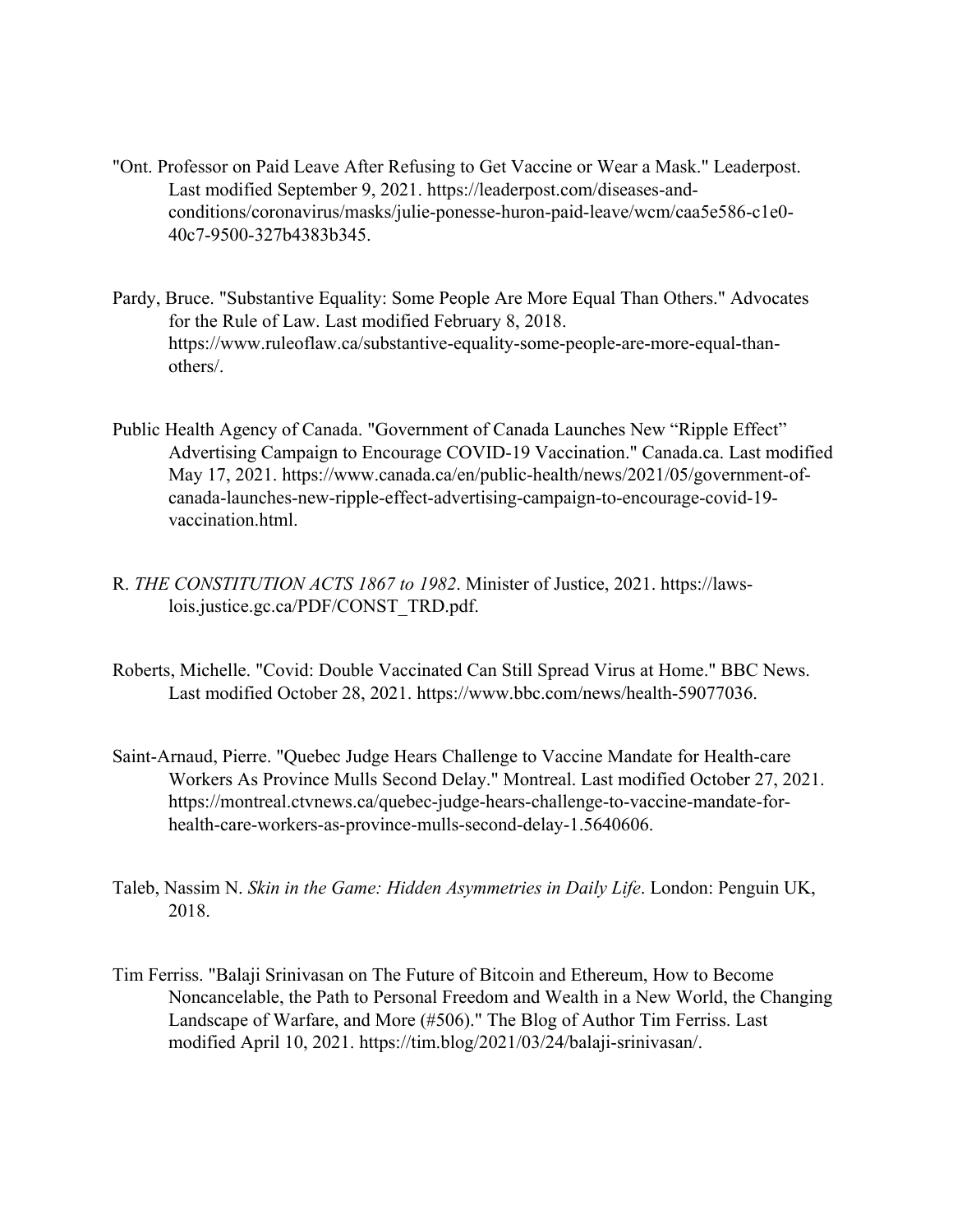"Ont. Professor on Paid Leave After Refusing to Get Vaccine or Wear a Mask." Leaderpost. Last modified September 9, 2021. https://leaderpost.com/diseases-and-conditions/coronavirus/masks/julie-ponesse-huron-paid-leave/wcm/caa5e586-c1e0-40c7-9500-327b4383b345.

Pardy, Bruce. "Substantive Equality: Some People Are More Equal Than Others." Advocates for the Rule of Law. Last modified February 8, 2018. https://www.ruleoflaw.ca/substantive-equality-some-people-are-more-equal-than-others/.

Public Health Agency of Canada. "Government of Canada Launches New "Ripple Effect" Advertising Campaign to Encourage COVID-19 Vaccination." Canada.ca. Last modified May 17, 2021. https://www.canada.ca/en/public-health/news/2021/05/government-of-canada-launches-new-ripple-effect-advertising-campaign-to-encourage-covid-19-vaccination.html.

R. *THE CONSTITUTION ACTS 1867 to 1982*. Minister of Justice, 2021. https://laws-lois.justice.gc.ca/PDF/CONST_TRD.pdf.

Roberts, Michelle. "Covid: Double Vaccinated Can Still Spread Virus at Home." BBC News. Last modified October 28, 2021. https://www.bbc.com/news/health-59077036.

Saint-Arnaud, Pierre. "Quebec Judge Hears Challenge to Vaccine Mandate for Health-care Workers As Province Mulls Second Delay." Montreal. Last modified October 27, 2021. https://montreal.ctvnews.ca/quebec-judge-hears-challenge-to-vaccine-mandate-for-health-care-workers-as-province-mulls-second-delay-1.5640606.

Taleb, Nassim N. *Skin in the Game: Hidden Asymmetries in Daily Life*. London: Penguin UK, 2018.

Tim Ferriss. "Balaji Srinivasan on The Future of Bitcoin and Ethereum, How to Become Noncancelable, the Path to Personal Freedom and Wealth in a New World, the Changing Landscape of Warfare, and More (#506)." The Blog of Author Tim Ferriss. Last modified April 10, 2021. https://tim.blog/2021/03/24/balaji-srinivasan/.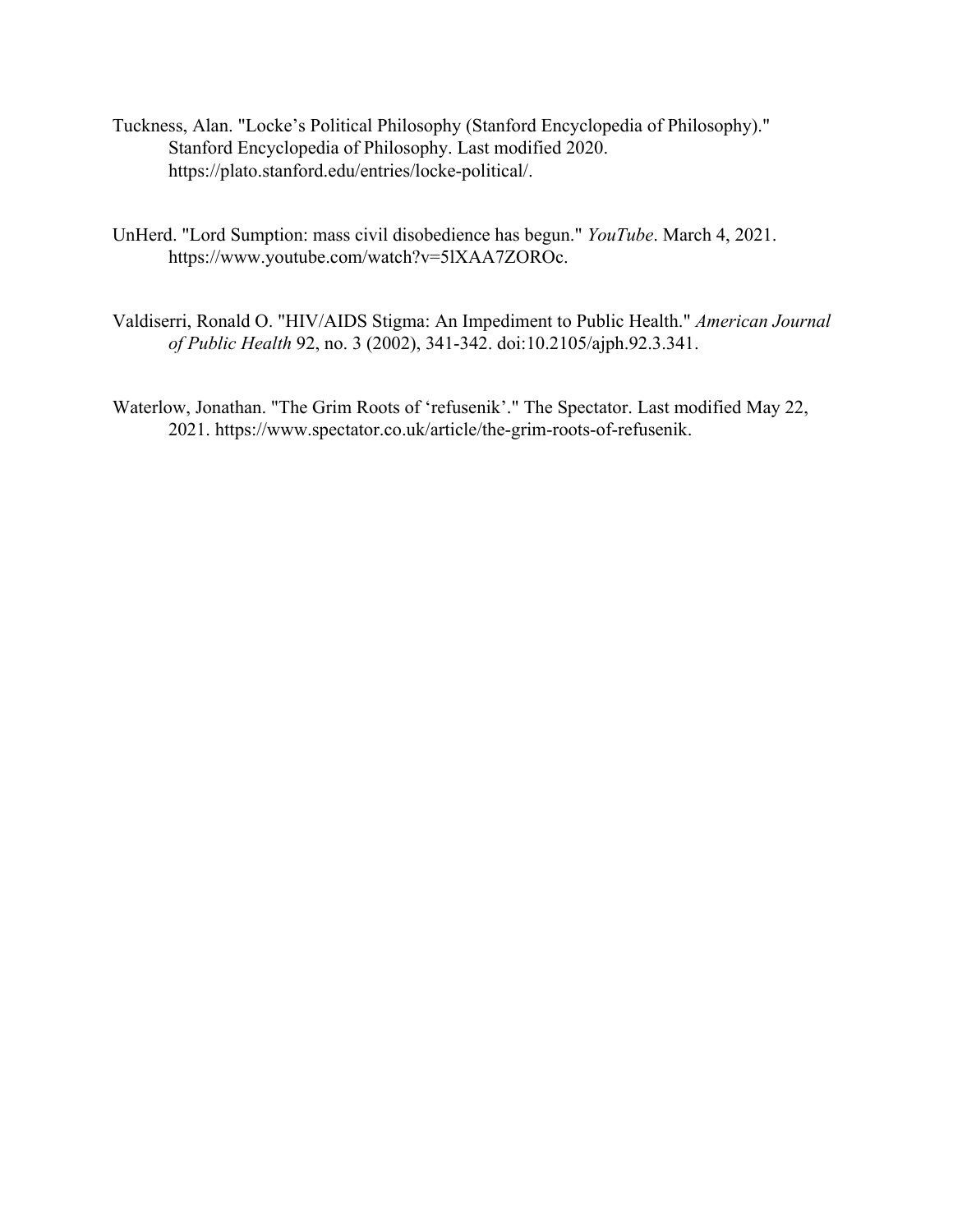Tuckness, Alan. "Locke's Political Philosophy (Stanford Encyclopedia of Philosophy)." Stanford Encyclopedia of Philosophy. Last modified 2020. https://plato.stanford.edu/entries/locke-political/.

UnHerd. "Lord Sumption: mass civil disobedience has begun." *YouTube*. March 4, 2021. https://www.youtube.com/watch?v=5lXAA7ZOROc.

Valdiserri, Ronald O. "HIV/AIDS Stigma: An Impediment to Public Health." *American Journal of Public Health* 92, no. 3 (2002), 341-342. doi:10.2105/ajph.92.3.341.

Waterlow, Jonathan. "The Grim Roots of 'refusenik'." The Spectator. Last modified May 22, 2021. https://www.spectator.co.uk/article/the-grim-roots-of-refusenik.